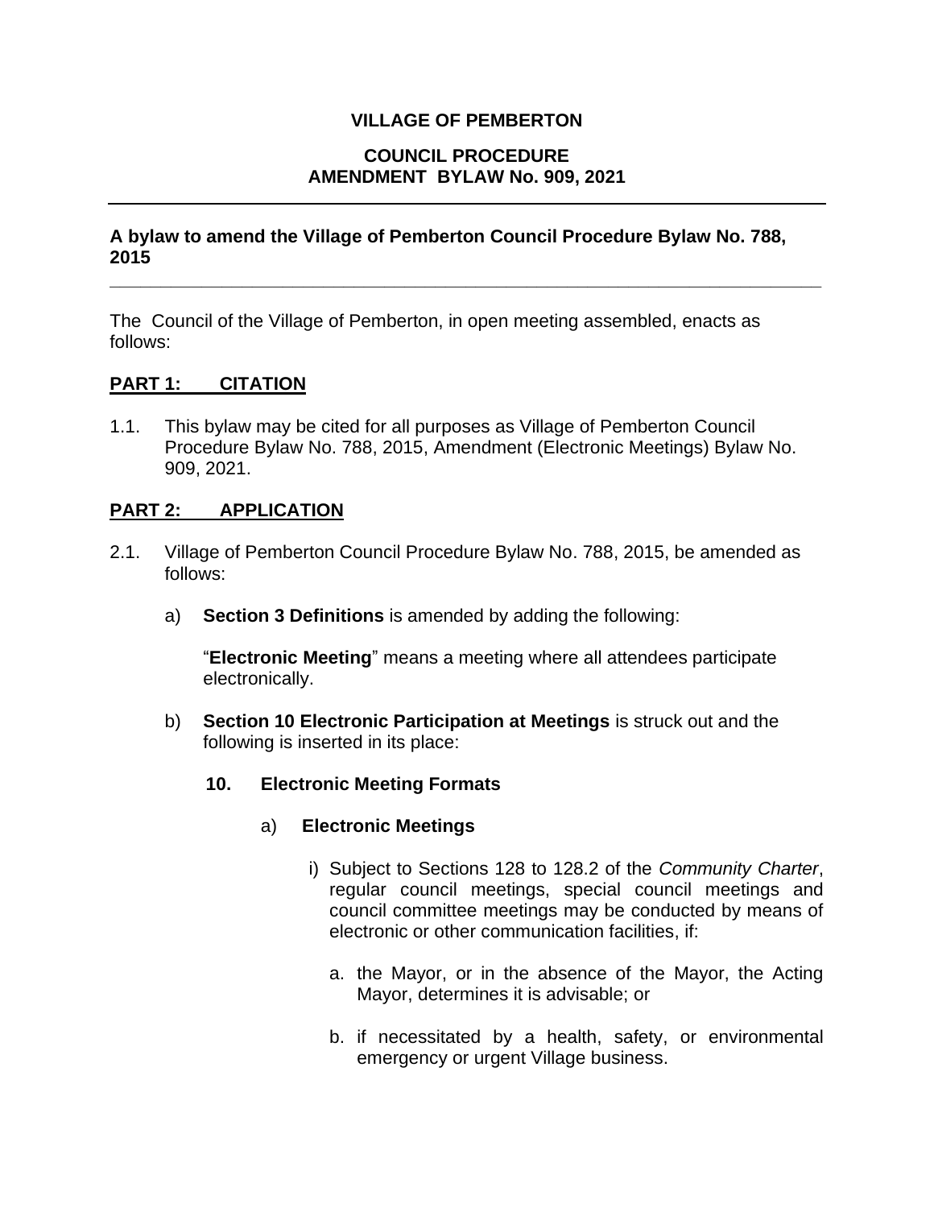**VILLAGE OF PEMBERTON**

**COUNCIL PROCEDURE**
**AMENDMENT BYLAW No. 909, 2021**

---

**A bylaw to amend the Village of Pemberton Council Procedure Bylaw No. 788, 2015**

---

The Council of the Village of Pemberton, in open meeting assembled, enacts as follows:

## PART 1: CITATION

1.1. This bylaw may be cited for all purposes as Village of Pemberton Council Procedure Bylaw No. 788, 2015, Amendment (Electronic Meetings) Bylaw No. 909, 2021.

## PART 2: APPLICATION

2.1. Village of Pemberton Council Procedure Bylaw No. 788, 2015, be amended as follows:

a) **Section 3 Definitions** is amended by adding the following:

"**Electronic Meeting**" means a meeting where all attendees participate electronically.

b) **Section 10 Electronic Participation at Meetings** is struck out and the following is inserted in its place:

**10. Electronic Meeting Formats**

a) **Electronic Meetings**

i) Subject to Sections 128 to 128.2 of the *Community Charter*, regular council meetings, special council meetings and council committee meetings may be conducted by means of electronic or other communication facilities, if:

a. the Mayor, or in the absence of the Mayor, the Acting Mayor, determines it is advisable; or

b. if necessitated by a health, safety, or environmental emergency or urgent Village business.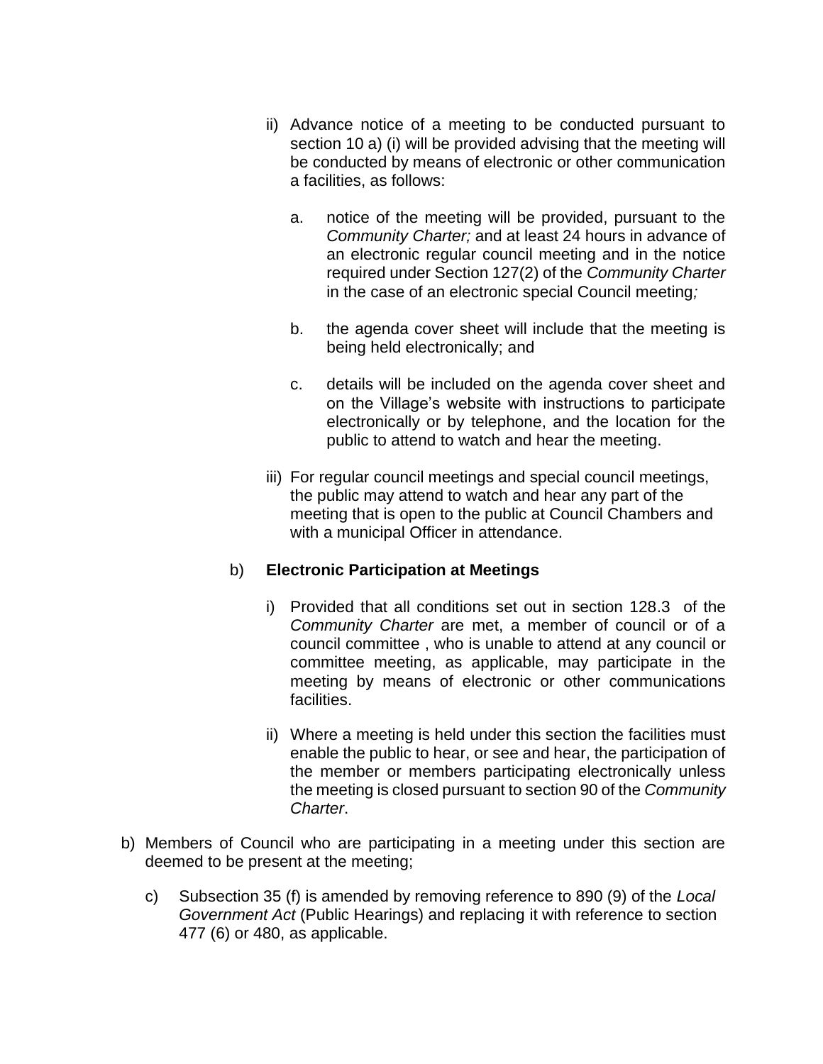ii) Advance notice of a meeting to be conducted pursuant to section 10 a) (i) will be provided advising that the meeting will be conducted by means of electronic or other communication a facilities, as follows:

   a. notice of the meeting will be provided, pursuant to the *Community Charter;* and at least 24 hours in advance of an electronic regular council meeting and in the notice required under Section 127(2) of the *Community Charter* in the case of an electronic special Council meeting*;*

   b. the agenda cover sheet will include that the meeting is being held electronically; and

   c. details will be included on the agenda cover sheet and on the Village's website with instructions to participate electronically or by telephone, and the location for the public to attend to watch and hear the meeting.

iii) For regular council meetings and special council meetings, the public may attend to watch and hear any part of the meeting that is open to the public at Council Chambers and with a municipal Officer in attendance.

b) **Electronic Participation at Meetings**

   i) Provided that all conditions set out in section 128.3 of the *Community Charter* are met, a member of council or of a council committee , who is unable to attend at any council or committee meeting, as applicable, may participate in the meeting by means of electronic or other communications facilities.

   ii) Where a meeting is held under this section the facilities must enable the public to hear, or see and hear, the participation of the member or members participating electronically unless the meeting is closed pursuant to section 90 of the *Community Charter*.

b) Members of Council who are participating in a meeting under this section are deemed to be present at the meeting;

c) Subsection 35 (f) is amended by removing reference to 890 (9) of the *Local Government Act* (Public Hearings) and replacing it with reference to section 477 (6) or 480, as applicable.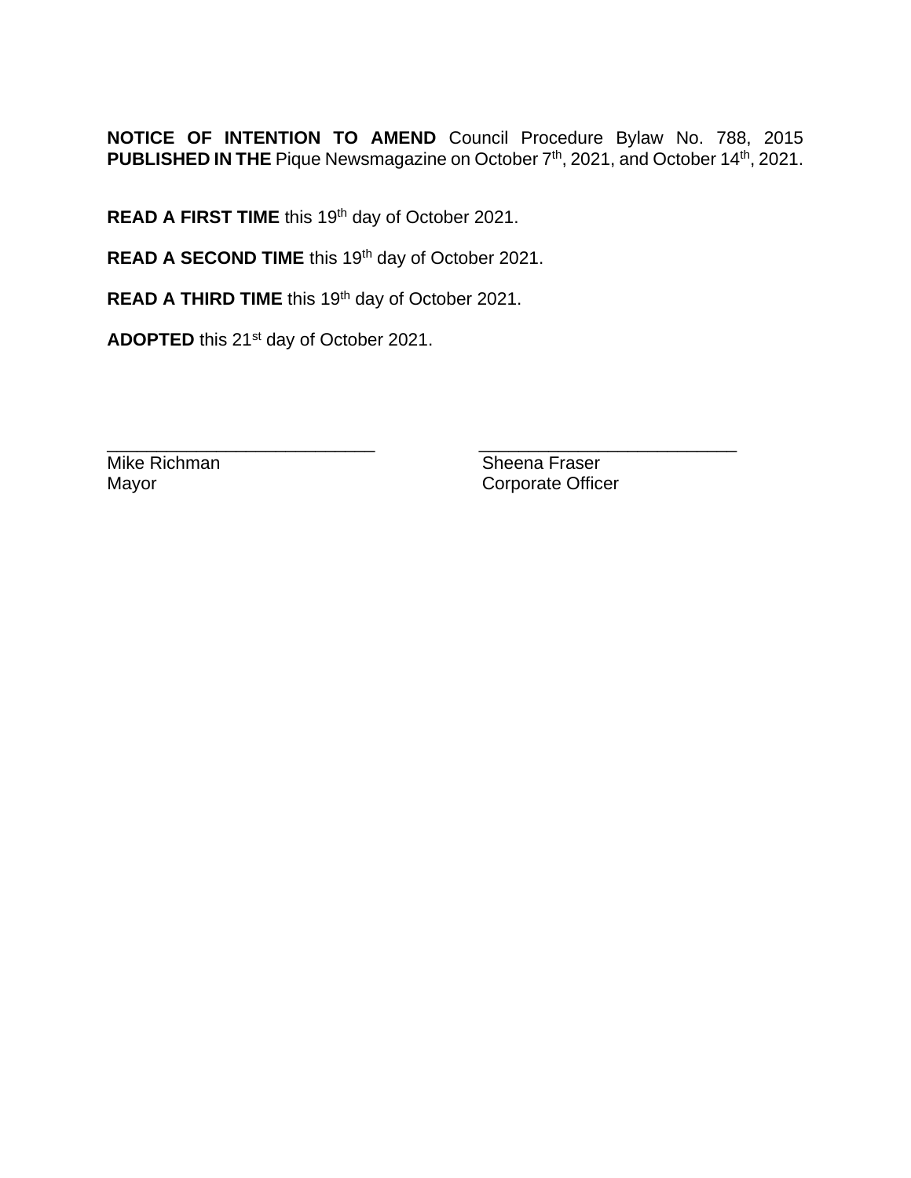**NOTICE OF INTENTION TO AMEND** Council Procedure Bylaw No. 788, 2015 **PUBLISHED IN THE** Pique Newsmagazine on October 7th, 2021, and October 14th, 2021.

**READ A FIRST TIME** this 19th day of October 2021.

**READ A SECOND TIME** this 19th day of October 2021.

**READ A THIRD TIME** this 19th day of October 2021.

**ADOPTED** this 21st day of October 2021.

| | |
|---|---|
| ___________________________ | ___________________________ |
| Mike Richman | Sheena Fraser |
| Mayor | Corporate Officer |